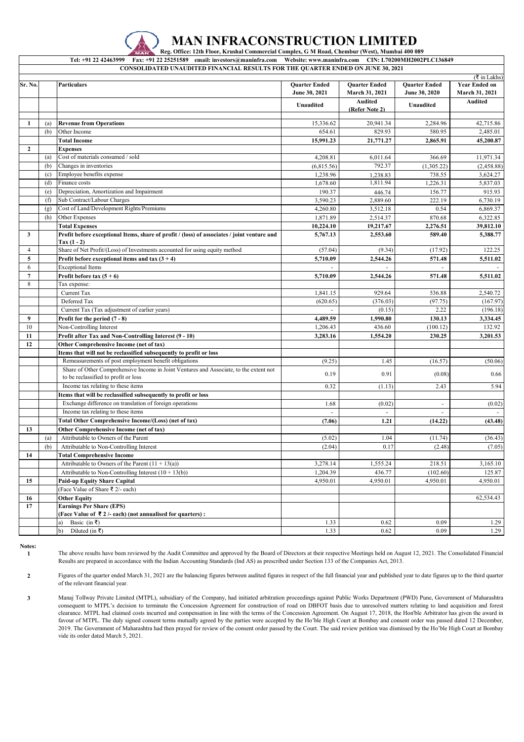# MAN INFRACONSTRUCTION LIMITED

Reg. Office: 12th Floor, Krushal Commercial Complex, G M Road, Chembur (West), Mumbai 400 089

Tel: +91 22 42463999 Fax: +91 22 25251589 email: investors@maninfra.com Website: www.maninfra.com CIN: L70200MH2002PLC136849

## CONSOLIDATED UNAUDITED FINANCIAL RESULTS FOR THE QUARTER ENDED ON JUNE 30, 2021

(₹ in Lakhs)

| Sr. No. | | Particulars | Quarter Ended June 30, 2021 | Quarter Ended March 31, 2021 | Quarter Ended June 30, 2020 | Year Ended on March 31, 2021 |
|---|---|---|---|---|---|---|
| | | | Unaudited | Audited (Refer Note 2) | Unaudited | Audited |
| **1** | (a) | **Revenue from Operations** | 15,336.62 | 20,941.34 | 2,284.96 | 42,715.86 |
| | (b) | Other Income | 654.61 | 829.93 | 580.95 | 2,485.01 |
| | | **Total Income** | **15,991.23** | **21,771.27** | **2,865.91** | **45,200.87** |
| **2** | | **Expenses** | | | | |
| | (a) | Cost of materials consumed / sold | 4,208.81 | 6,011.64 | 366.69 | 11,971.34 |
| | (b) | Changes in inventories | (6,815.56) | 792.37 | (1,305.22) | (2,458.88) |
| | (c) | Employee benefits expense | 1,238.96 | 1,238.83 | 738.55 | 3,624.27 |
| | (d) | Finance costs | 1,678.60 | 1,811.94 | 1,226.31 | 5,837.03 |
| | (e) | Depreciation, Amortization and Impairment | 190.37 | 446.74 | 156.77 | 915.93 |
| | (f) | Sub Contract/Labour Charges | 3,590.23 | 2,889.60 | 222.19 | 6,730.19 |
| | (g) | Cost of Land/Development Rights/Premiums | 4,260.80 | 3,512.18 | 0.54 | 6,869.37 |
| | (h) | Other Expenses | 1,871.89 | 2,514.37 | 870.68 | 6,322.85 |
| | | **Total Expenses** | **10,224.10** | **19,217.67** | **2,276.51** | **39,812.10** |
| **3** | | **Profit before exceptional Items, share of profit / (loss) of associates / joint venture and Tax (1 - 2)** | **5,767.13** | **2,553.60** | **589.40** | **5,388.77** |
| 4 | | Share of Net Profit/(Loss) of Investments accounted for using equity method | (57.04) | (9.34) | (17.92) | 122.25 |
| **5** | | **Profit before exceptional items and tax (3 + 4)** | **5,710.09** | **2,544.26** | **571.48** | **5,511.02** |
| 6 | | Exceptional Items | - | - | - | - |
| **7** | | **Profit before tax (5 + 6)** | **5,710.09** | **2,544.26** | **571.48** | **5,511.02** |
| 8 | | Tax expense: | | | | |
| | | Current Tax | 1,841.15 | 929.64 | 536.88 | 2,540.72 |
| | | Deferred Tax | (620.65) | (376.03) | (97.75) | (167.97) |
| | | Current Tax (Tax adjustment of earlier years) | - | (0.15) | 2.22 | (196.18) |
| **9** | | **Profit for the period (7 - 8)** | **4,489.59** | **1,990.80** | **130.13** | **3,334.45** |
| 10 | | Non-Controlling Interest | 1,206.43 | 436.60 | (100.12) | 132.92 |
| **11** | | **Profit after Tax and Non-Controlling Interest (9 - 10)** | **3,283.16** | **1,554.20** | **230.25** | **3,201.53** |
| **12** | | **Other Comprehensive Income (net of tax)** | | | | |
| | | **Items that will not be reclassified subsequently to profit or loss** | | | | |
| | | Remeasurements of post employment benefit obligations | (9.25) | 1.45 | (16.57) | (50.06) |
| | | Share of Other Comprehensive Income in Joint Ventures and Associate, to the extent not to be reclassified to profit or loss | 0.19 | 0.91 | (0.08) | 0.66 |
| | | Income tax relating to these items | 0.32 | (1.13) | 2.43 | 5.94 |
| | | **Items that will be reclassified subsequently to profit or loss** | | | | |
| | | Exchange difference on translation of foreign operations | 1.68 | (0.02) | - | (0.02) |
| | | Income tax relating to these items | - | - | - | - |
| | | **Total Other Comprehensive Income/(Loss) (net of tax)** | **(7.06)** | **1.21** | **(14.22)** | **(43.48)** |
| **13** | | **Other Comprehensive Income (net of tax)** | | | | |
| | (a) | Attributable to Owners of the Parent | (5.02) | 1.04 | (11.74) | (36.43) |
| | (b) | Attributable to Non-Controlling Interest | (2.04) | 0.17 | (2.48) | (7.05) |
| **14** | | **Total Comprehensive Income** | | | | |
| | | Attributable to Owners of the Parent (11 + 13(a)) | 3,278.14 | 1,555.24 | 218.51 | 3,165.10 |
| | | Attributable to Non-Controlling Interest (10 + 13(b)) | 1,204.39 | 436.77 | (102.60) | 125.87 |
| **15** | | **Paid-up Equity Share Capital** | 4,950.01 | 4,950.01 | 4,950.01 | 4,950.01 |
| | | (Face Value of Share ₹ 2/- each) | | | | |
| **16** | | **Other Equity** | | | | 62,534.43 |
| **17** | | **Earnings Per Share (EPS) (Face Value of ₹ 2 /- each) (not annualised for quarters) :** | | | | |
| | | a) Basic (in ₹) | 1.33 | 0.62 | 0.09 | 1.29 |
| | | b) Diluted (in ₹) | 1.33 | 0.62 | 0.09 | 1.29 |

**Notes:**

1. The above results have been reviewed by the Audit Committee and approved by the Board of Directors at their respective Meetings held on August 12, 2021. The Consolidated Financial Results are prepared in accordance with the Indian Accounting Standards (Ind AS) as prescribed under Section 133 of the Companies Act, 2013.

2. Figures of the quarter ended March 31, 2021 are the balancing figures between audited figures in respect of the full financial year and published year to date figures up to the third quarter of the relevant financial year.

3. Manaj Tollway Private Limited (MTPL), subsidiary of the Company, had initiated arbitration proceedings against Public Works Department (PWD) Pune, Government of Maharashtra consequent to MTPL's decision to terminate the Concession Agreement for construction of road on DBFOT basis due to unresolved matters relating to land acquisition and forest clearance. MTPL had claimed costs incurred and compensation in line with the terms of the Concession Agreement. On August 17, 2018, the Hon'ble Arbitrator has given the award in favour of MTPL. The duly signed consent terms mutually agreed by the parties were accepted by the Ho'ble High Court at Bombay and consent order was passed dated 12 December, 2019. The Government of Maharashtra had then prayed for review of the consent order passed by the Court. The said review petition was dismissed by the Ho'ble High Court at Bombay vide its order dated March 5, 2021.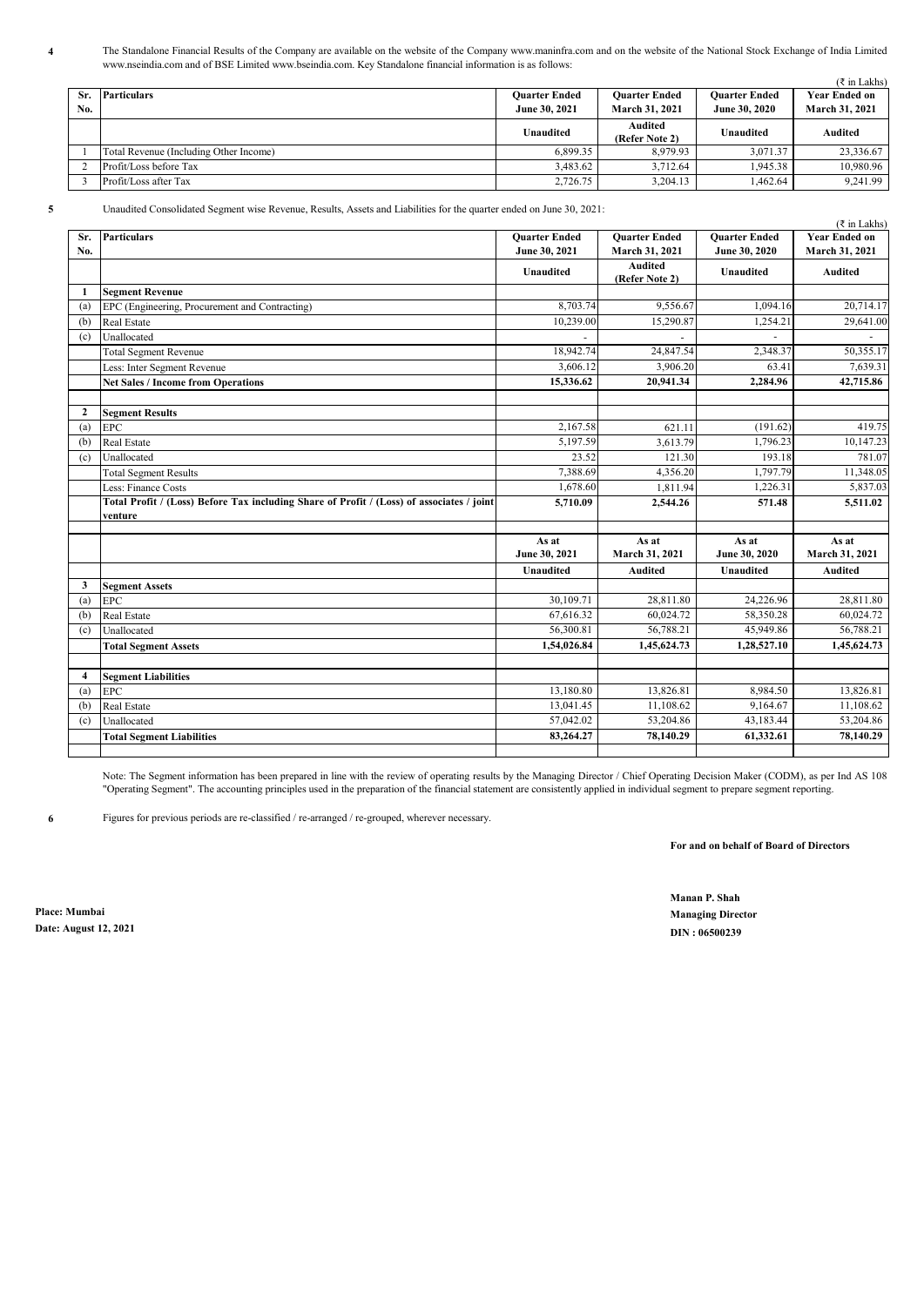4 The Standalone Financial Results of the Company are available on the website of the Company www.maninfra.com and on the website of the National Stock Exchange of India Limited www.nseindia.com and of BSE Limited www.bseindia.com. Key Standalone financial information is as follows:

(₹ in Lakhs)

| Sr. No. | Particulars | Quarter Ended June 30, 2021 | Quarter Ended March 31, 2021 | Quarter Ended June 30, 2020 | Year Ended on March 31, 2021 |
|---|---|---|---|---|---|
| | | Unaudited | Audited (Refer Note 2) | Unaudited | Audited |
| 1 | Total Revenue (Including Other Income) | 6,899.35 | 8,979.93 | 3,071.37 | 23,336.67 |
| 2 | Profit/Loss before Tax | 3,483.62 | 3,712.64 | 1,945.38 | 10,980.96 |
| 3 | Profit/Loss after Tax | 2,726.75 | 3,204.13 | 1,462.64 | 9,241.99 |

5 Unaudited Consolidated Segment wise Revenue, Results, Assets and Liabilities for the quarter ended on June 30, 2021:

(₹ in Lakhs)

| Sr. No. | Particulars | Quarter Ended June 30, 2021 | Quarter Ended March 31, 2021 | Quarter Ended June 30, 2020 | Year Ended on March 31, 2021 |
|---|---|---|---|---|---|
| | | Unaudited | Audited (Refer Note 2) | Unaudited | Audited |
| **1** | **Segment Revenue** | | | | |
| (a) | EPC (Engineering, Procurement and Contracting) | 8,703.74 | 9,556.67 | 1,094.16 | 20,714.17 |
| (b) | Real Estate | 10,239.00 | 15,290.87 | 1,254.21 | 29,641.00 |
| (c) | Unallocated | - | - | - | - |
| | Total Segment Revenue | 18,942.74 | 24,847.54 | 2,348.37 | 50,355.17 |
| | Less: Inter Segment Revenue | 3,606.12 | 3,906.20 | 63.41 | 7,639.31 |
| | **Net Sales / Income from Operations** | **15,336.62** | **20,941.34** | **2,284.96** | **42,715.86** |
| | | | | | |
| **2** | **Segment Results** | | | | |
| (a) | EPC | 2,167.58 | 621.11 | (191.62) | 419.75 |
| (b) | Real Estate | 5,197.59 | 3,613.79 | 1,796.23 | 10,147.23 |
| (c) | Unallocated | 23.52 | 121.30 | 193.18 | 781.07 |
| | Total Segment Results | 7,388.69 | 4,356.20 | 1,797.79 | 11,348.05 |
| | Less: Finance Costs | 1,678.60 | 1,811.94 | 1,226.31 | 5,837.03 |
| | **Total Profit / (Loss) Before Tax including Share of Profit / (Loss) of associates / joint venture** | **5,710.09** | **2,544.26** | **571.48** | **5,511.02** |
| | | | | | |
| | | **As at June 30, 2021** | **As at March 31, 2021** | **As at June 30, 2020** | **As at March 31, 2021** |
| | | **Unaudited** | **Audited** | **Unaudited** | **Audited** |
| **3** | **Segment Assets** | | | | |
| (a) | EPC | 30,109.71 | 28,811.80 | 24,226.96 | 28,811.80 |
| (b) | Real Estate | 67,616.32 | 60,024.72 | 58,350.28 | 60,024.72 |
| (c) | Unallocated | 56,300.81 | 56,788.21 | 45,949.86 | 56,788.21 |
| | **Total Segment Assets** | **1,54,026.84** | **1,45,624.73** | **1,28,527.10** | **1,45,624.73** |
| | | | | | |
| **4** | **Segment Liabilities** | | | | |
| (a) | EPC | 13,180.80 | 13,826.81 | 8,984.50 | 13,826.81 |
| (b) | Real Estate | 13,041.45 | 11,108.62 | 9,164.67 | 11,108.62 |
| (c) | Unallocated | 57,042.02 | 53,204.86 | 43,183.44 | 53,204.86 |
| | **Total Segment Liabilities** | **83,264.27** | **78,140.29** | **61,332.61** | **78,140.29** |

Note: The Segment information has been prepared in line with the review of operating results by the Managing Director / Chief Operating Decision Maker (CODM), as per Ind AS 108 "Operating Segment". The accounting principles used in the preparation of the financial statement are consistently applied in individual segment to prepare segment reporting.

6 Figures for previous periods are re-classified / re-arranged / re-grouped, wherever necessary.

**For and on behalf of Board of Directors**

**Manan P. Shah**
**Managing Director**
**DIN : 06500239**

**Place: Mumbai**
**Date: August 12, 2021**